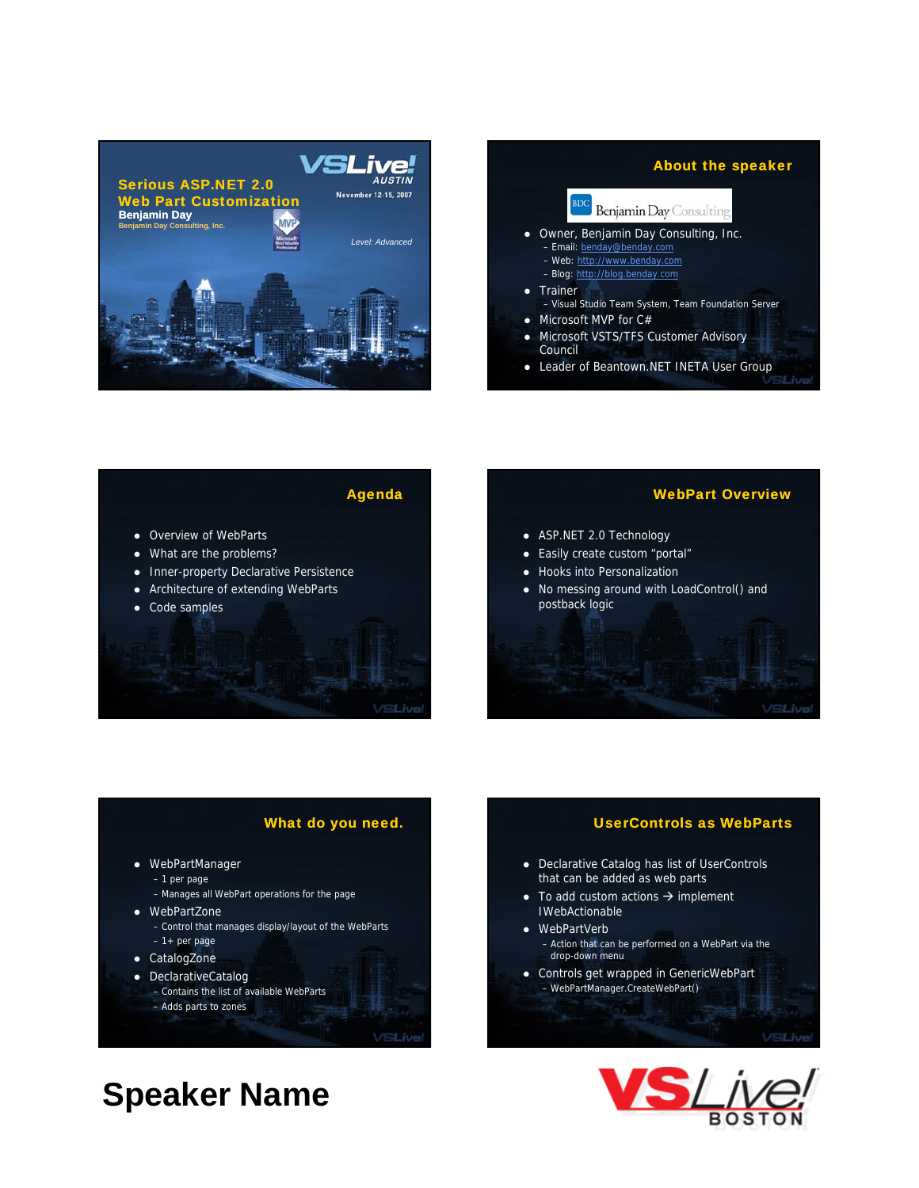# Serious ASP.NET 2.0 Web Part Customization

**Benjamin Day**
Benjamin Day Consulting, Inc.

VSLive! AUSTIN
November 12-15, 2007

*Level: Advanced*

## About the speaker

Benjamin Day Consulting

- Owner, Benjamin Day Consulting, Inc.
  - Email: benday@benday.com
  - Web: http://www.benday.com
  - Blog: http://blog.benday.com
- Trainer
  - Visual Studio Team System, Team Foundation Server
- Microsoft MVP for C#
- Microsoft VSTS/TFS Customer Advisory Council
- Leader of Beantown.NET INETA User Group

## Agenda

- Overview of WebParts
- What are the problems?
- Inner-property Declarative Persistence
- Architecture of extending WebParts
- Code samples

## WebPart Overview

- ASP.NET 2.0 Technology
- Easily create custom "portal"
- Hooks into Personalization
- No messing around with LoadControl() and postback logic

## What do you need.

- WebPartManager
  - 1 per page
  - Manages all WebPart operations for the page
- WebPartZone
  - Control that manages display/layout of the WebParts
  - 1+ per page
- CatalogZone
- DeclarativeCatalog
  - Contains the list of available WebParts
  - Adds parts to zones

## UserControls as WebParts

- Declarative Catalog has list of UserControls that can be added as web parts
- To add custom actions → implement IWebActionable
- WebPartVerb
  - Action that can be performed on a WebPart via the drop-down menu
- Controls get wrapped in GenericWebPart
  - WebPartManager.CreateWebPart()

# Speaker Name

VSLive! BOSTON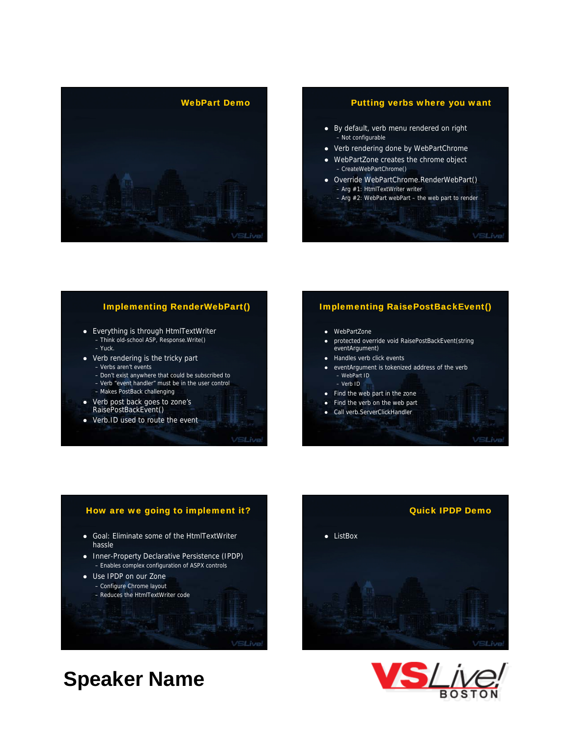## WebPart Demo

## Putting verbs where you want

- By default, verb menu rendered on right
  - Not configurable
- Verb rendering done by WebPartChrome
- WebPartZone creates the chrome object
  - CreateWebPartChrome()
- Override WebPartChrome.RenderWebPart()
  - Arg #1: HtmlTextWriter writer
  - Arg #2: WebPart webPart – the web part to render

## Implementing RenderWebPart()

- Everything is through HtmlTextWriter
  - Think old-school ASP, Response.Write()
  - Yuck.
- Verb rendering is the tricky part
  - Verbs aren't events
  - Don't exist anywhere that could be subscribed to
  - Verb "event handler" must be in the user control
  - Makes PostBack challenging
- Verb post back goes to zone's RaisePostBackEvent()
- Verb.ID used to route the event

## Implementing RaisePostBackEvent()

- WebPartZone
- protected override void RaisePostBackEvent(string eventArgument)
- Handles verb click events
- eventArgument is tokenized address of the verb
  - WebPart ID
  - Verb ID
- Find the web part in the zone
- Find the verb on the web part
- Call verb.ServerClickHandler

## How are we going to implement it?

- Goal: Eliminate some of the HtmlTextWriter hassle
- Inner-Property Declarative Persistence (IPDP)
  - Enables complex configuration of ASPX controls
- Use IPDP on our Zone
  - Configure Chrome layout
  - Reduces the HtmlTextWriter code

## Quick IPDP Demo

- ListBox

# Speaker Name

VSLive! BOSTON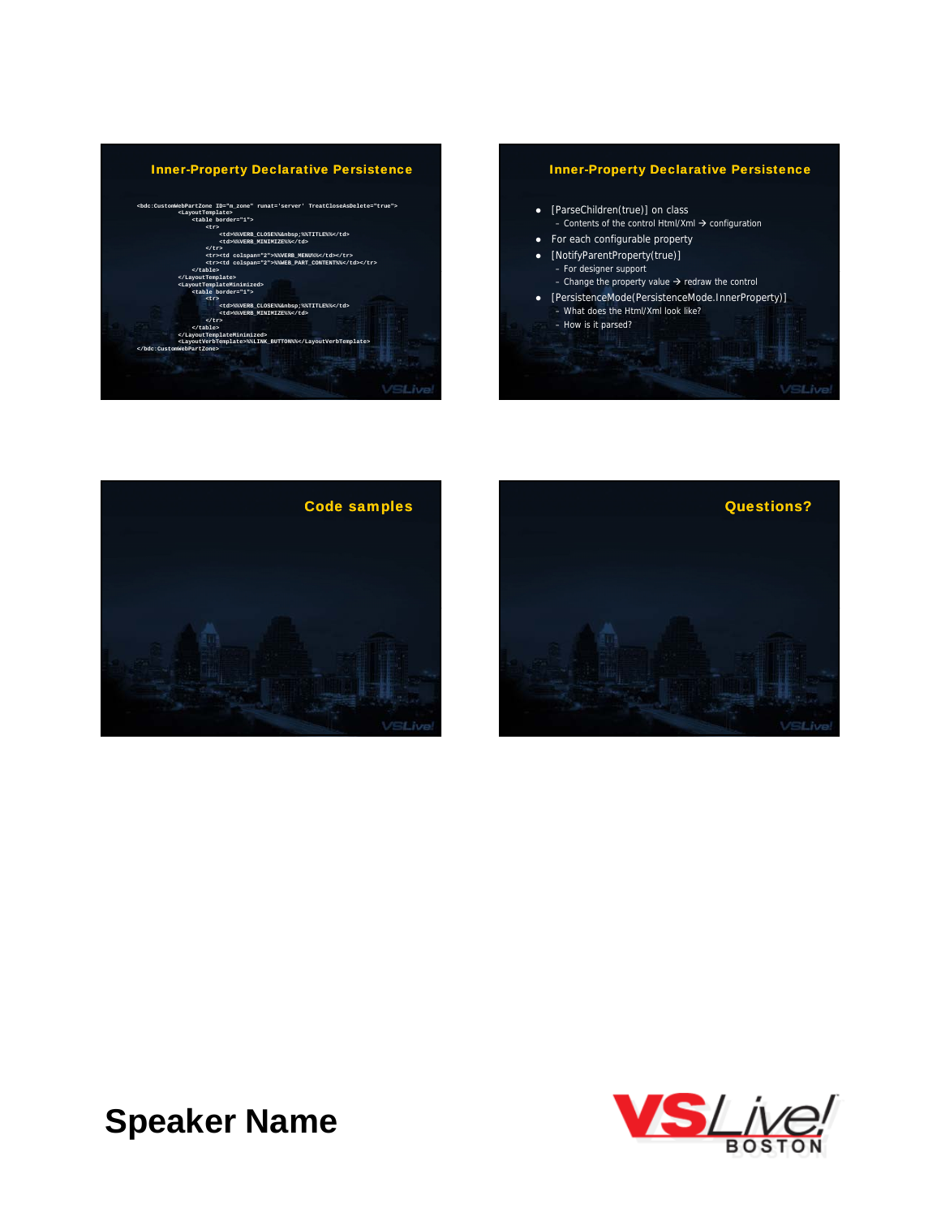## Inner-Property Declarative Persistence

```
<bdc:CustomWebPartZone ID="m_zone" runat='server' TreatCloseAsDelete="true">
        <LayoutTemplate>
            <table border="1">
                <tr>
                    <td>%%VERB_CLOSE%%&nbsp;%%TITLE%%</td>
                    <td>%%VERB_MINIMIZE%%</td>
                </tr>
                <tr><td colspan="2">%%VERB_MENU%%</td></tr>
                <tr><td colspan="2">%%WEB_PART_CONTENT%%</td></tr>
            </table>
        </LayoutTemplate>
        <LayoutTemplateMinimized>
            <table border="1">
                <tr>
                    <td>%%VERB_CLOSE%%&nbsp;%%TITLE%%</td>
                    <td>%%VERB_MINIMIZE%%</td>
                </tr>
            </table>
        </LayoutTemplateMinimized>
        <LayoutVerbTemplate>%%LINK_BUTTON%%</LayoutVerbTemplate>
</bdc:CustomWebPartZone>
```

## Inner-Property Declarative Persistence

- [ParseChildren(true)] on class
  - Contents of the control Html/Xml → configuration
- For each configurable property
- [NotifyParentProperty(true)]
  - For designer support
  - Change the property value → redraw the control
- [PersistenceMode(PersistenceMode.InnerProperty)]
  - What does the Html/Xml look like?
  - How is it parsed?

## Code samples

## Questions?

**Speaker Name**